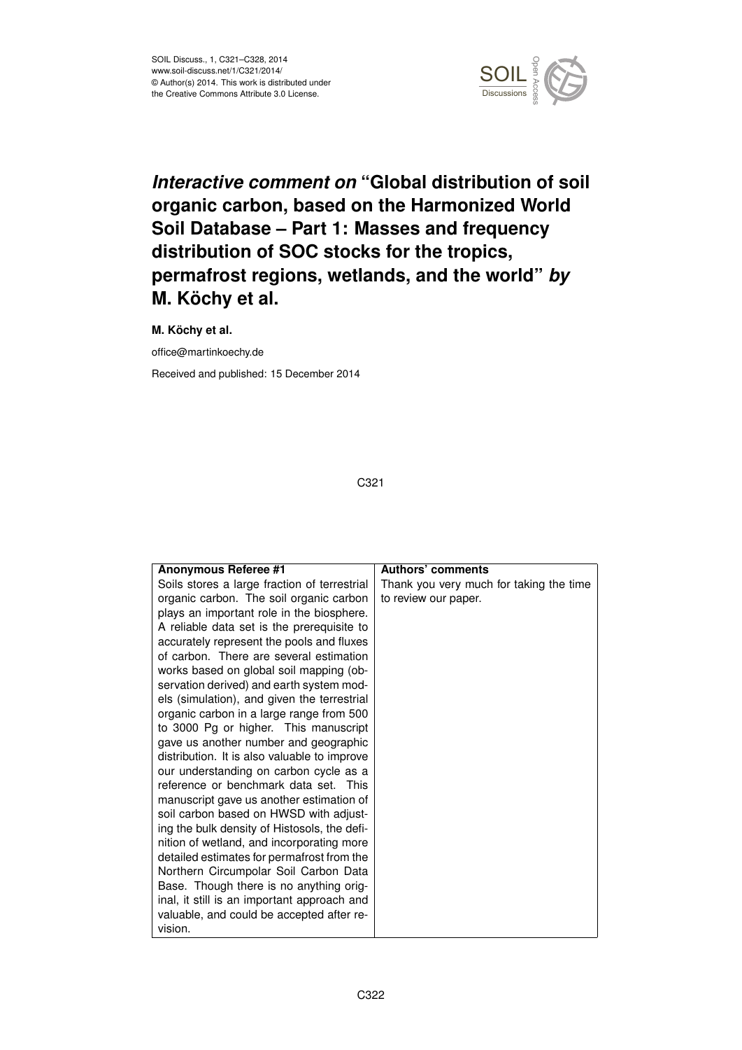# *Interactive comment on* "Global distribution of soil organic carbon, based on the Harmonized World Soil Database – Part 1: Masses and frequency distribution of SOC stocks for the tropics, permafrost regions, wetlands, and the world" *by* M. Köchy et al.

**M. Köchy et al.**

office@martinkoechy.de

Received and published: 15 December 2014

| **Anonymous Referee #1** | **Authors' comments** |
| --- | --- |
| Soils stores a large fraction of terrestrial organic carbon. The soil organic carbon plays an important role in the biosphere. A reliable data set is the prerequisite to accurately represent the pools and fluxes of carbon. There are several estimation works based on global soil mapping (observation derived) and earth system models (simulation), and given the terrestrial organic carbon in a large range from 500 to 3000 Pg or higher. This manuscript gave us another number and geographic distribution. It is also valuable to improve our understanding on carbon cycle as a reference or benchmark data set. This manuscript gave us another estimation of soil carbon based on HWSD with adjusting the bulk density of Histosols, the definition of wetland, and incorporating more detailed estimates for permafrost from the Northern Circumpolar Soil Carbon Data Base. Though there is no anything original, it still is an important approach and valuable, and could be accepted after revision. | Thank you very much for taking the time to review our paper. |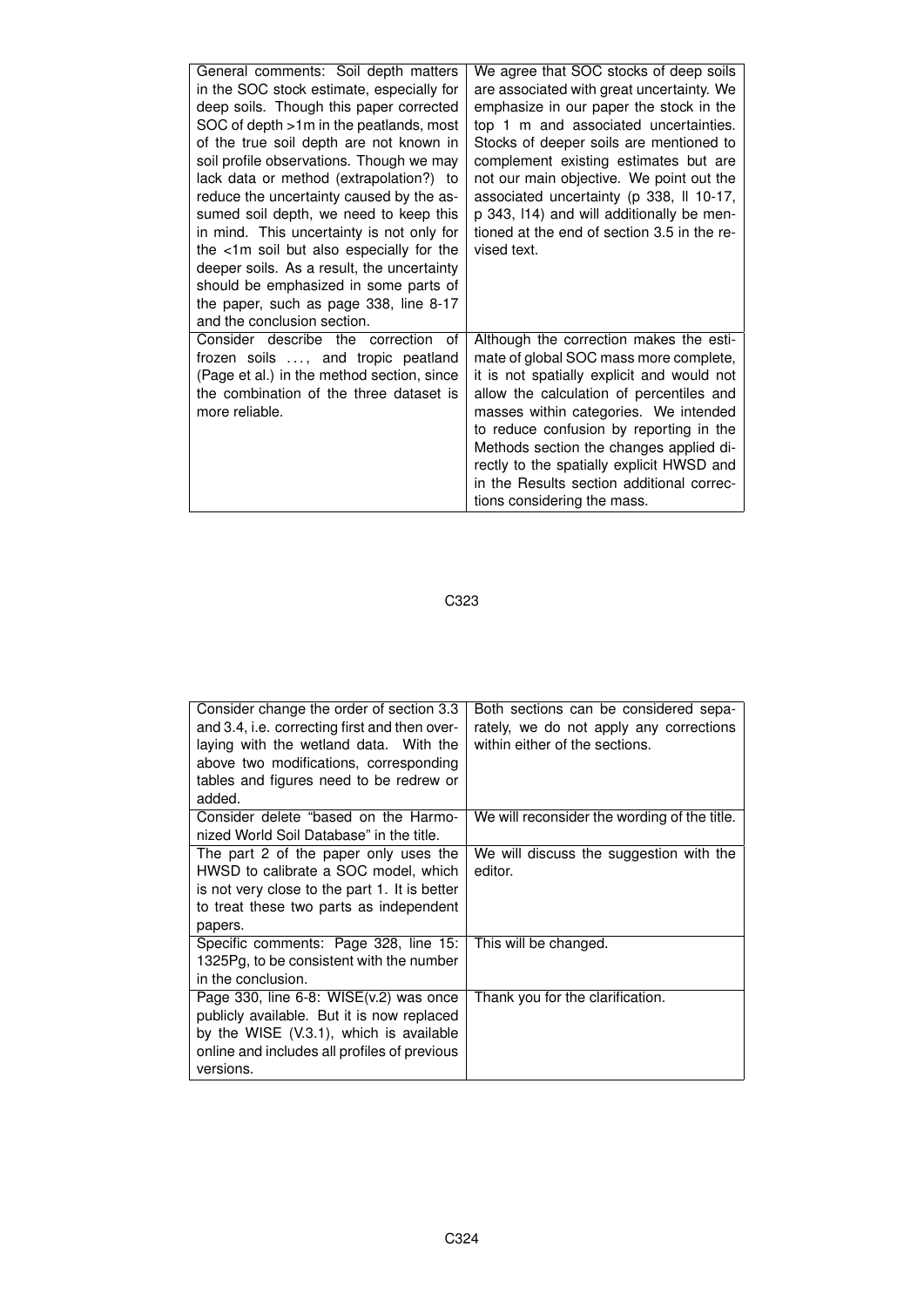| | |
|---|---|
| General comments: Soil depth matters in the SOC stock estimate, especially for deep soils. Though this paper corrected SOC of depth >1m in the peatlands, most of the true soil depth are not known in soil profile observations. Though we may lack data or method (extrapolation?) to reduce the uncertainty caused by the assumed soil depth, we need to keep this in mind. This uncertainty is not only for the <1m soil but also especially for the deeper soils. As a result, the uncertainty should be emphasized in some parts of the paper, such as page 338, line 8-17 and the conclusion section. | We agree that SOC stocks of deep soils are associated with great uncertainty. We emphasize in our paper the stock in the top 1 m and associated uncertainties. Stocks of deeper soils are mentioned to complement existing estimates but are not our main objective. We point out the associated uncertainty (p 338, ll 10-17, p 343, l14) and will additionally be mentioned at the end of section 3.5 in the revised text. |
| Consider describe the correction of frozen soils ..., and tropic peatland (Page et al.) in the method section, since the combination of the three dataset is more reliable. | Although the correction makes the estimate of global SOC mass more complete, it is not spatially explicit and would not allow the calculation of percentiles and masses within categories. We intended to reduce confusion by reporting in the Methods section the changes applied directly to the spatially explicit HWSD and in the Results section additional corrections considering the mass. |

| | |
|---|---|
| Consider change the order of section 3.3 and 3.4, i.e. correcting first and then overlaying with the wetland data. With the above two modifications, corresponding tables and figures need to be redrew or added. | Both sections can be considered separately, we do not apply any corrections within either of the sections. |
| Consider delete "based on the Harmonized World Soil Database" in the title. | We will reconsider the wording of the title. |
| The part 2 of the paper only uses the HWSD to calibrate a SOC model, which is not very close to the part 1. It is better to treat these two parts as independent papers. | We will discuss the suggestion with the editor. |
| Specific comments: Page 328, line 15: 1325Pg, to be consistent with the number in the conclusion. | This will be changed. |
| Page 330, line 6-8: WISE(v.2) was once publicly available. But it is now replaced by the WISE (V.3.1), which is available online and includes all profiles of previous versions. | Thank you for the clarification. |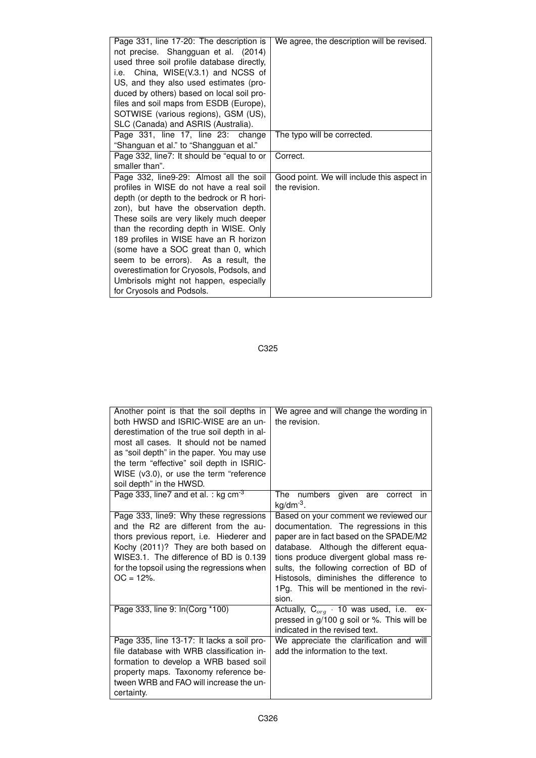| | |
|---|---|
| Page 331, line 17-20: The description is not precise. Shangguan et al. (2014) used three soil profile database directly, i.e. China, WISE(V.3.1) and NCSS of US, and they also used estimates (produced by others) based on local soil profiles and soil maps from ESDB (Europe), SOTWISE (various regions), GSM (US), SLC (Canada) and ASRIS (Australia). | We agree, the description will be revised. |
| Page 331, line 17, line 23: change "Shanguan et al." to "Shangguan et al." | The typo will be corrected. |
| Page 332, line7: It should be "equal to or smaller than". | Correct. |
| Page 332, line9-29: Almost all the soil profiles in WISE do not have a real soil depth (or depth to the bedrock or R horizon), but have the observation depth. These soils are very likely much deeper than the recording depth in WISE. Only 189 profiles in WISE have an R horizon (some have a SOC great than 0, which seem to be errors). As a result, the overestimation for Cryosols, Podsols, and Umbrisols might not happen, especially for Cryosols and Podsols. | Good point. We will include this aspect in the revision. |
| Another point is that the soil depths in both HWSD and ISRIC-WISE are an underestimation of the true soil depth in almost all cases. It should not be named as "soil depth" in the paper. You may use the term "effective" soil depth in ISRIC-WISE (v3.0), or use the term "reference soil depth" in the HWSD. | We agree and will change the wording in the revision. |
| Page 333, line7 and et al. : kg $cm^{-3}$ | The numbers given are correct in $kg/dm^{-3}$. |
| Page 333, line9: Why these regressions and the R2 are different from the authors previous report, i.e. Hiederer and Kochy (2011)? They are both based on WISE3.1. The difference of BD is 0.139 for the topsoil using the regressions when OC = 12%. | Based on your comment we reviewed our documentation. The regressions in this paper are in fact based on the SPADE/M2 database. Although the different equations produce divergent global mass results, the following correction of BD of Histosols, diminishes the difference to 1Pg. This will be mentioned in the revision. |
| Page 333, line 9: ln(Corg *100) | Actually, $C_{org} \cdot 10$ was used, i.e. expressed in g/100 g soil or %. This will be indicated in the revised text. |
| Page 335, line 13-17: It lacks a soil profile database with WRB classification information to develop a WRB based soil property maps. Taxonomy reference between WRB and FAO will increase the uncertainty. | We appreciate the clarification and will add the information to the text. |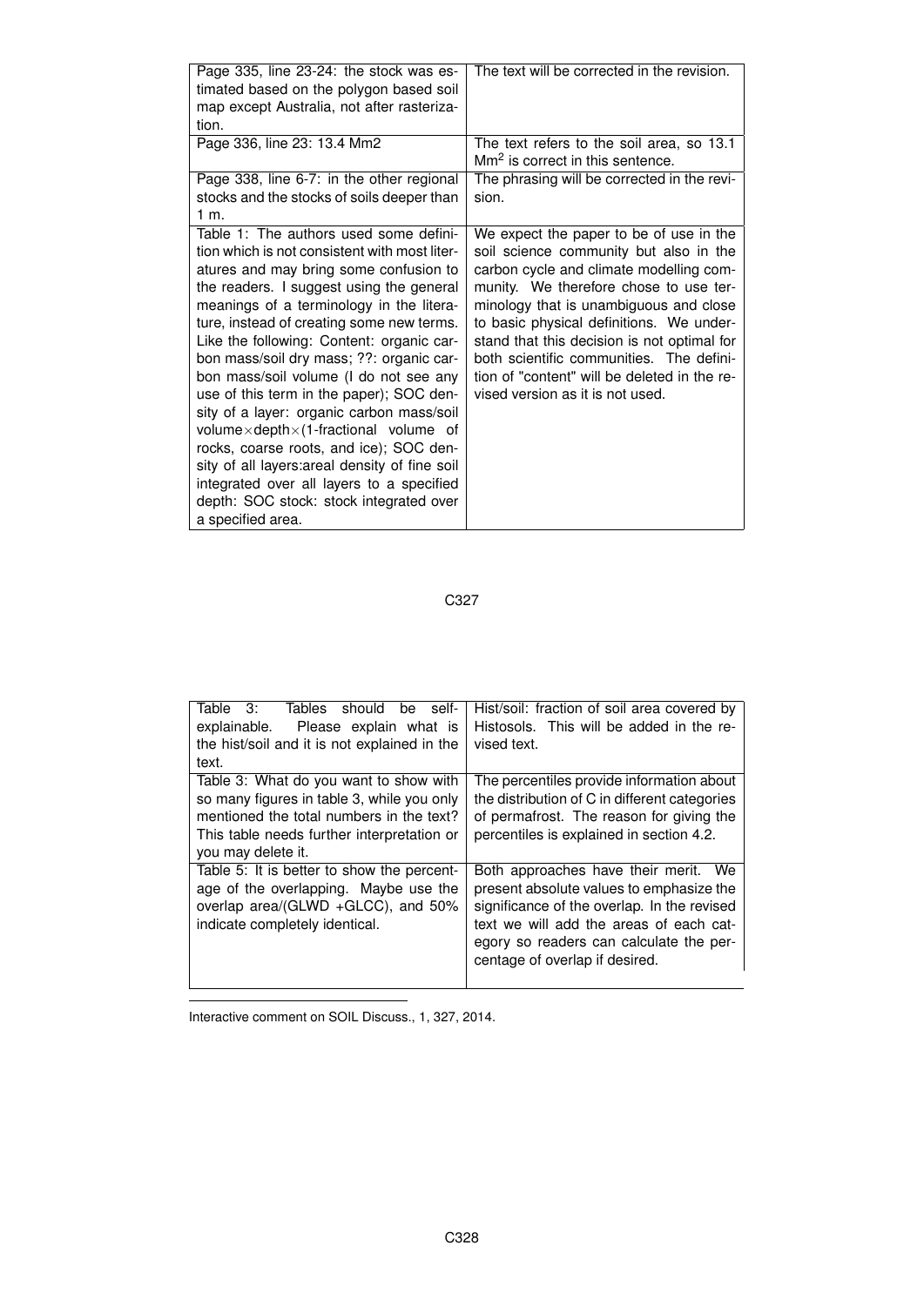| | |
|---|---|
| Page 335, line 23-24: the stock was estimated based on the polygon based soil map except Australia, not after rasterization. | The text will be corrected in the revision. |
| Page 336, line 23: 13.4 Mm2 | The text refers to the soil area, so 13.1 $Mm^2$ is correct in this sentence. |
| Page 338, line 6-7: in the other regional stocks and the stocks of soils deeper than 1 m. | The phrasing will be corrected in the revision. |
| Table 1: The authors used some definition which is not consistent with most literatures and may bring some confusion to the readers. I suggest using the general meanings of a terminology in the literature, instead of creating some new terms. Like the following: Content: organic carbon mass/soil dry mass; ??: organic carbon mass/soil volume (I do not see any use of this term in the paper); SOC density of a layer: organic carbon mass/soil volume$\times$depth$\times$(1-fractional volume of rocks, coarse roots, and ice); SOC density of all layers:areal density of fine soil integrated over all layers to a specified depth: SOC stock: stock integrated over a specified area. | We expect the paper to be of use in the soil science community but also in the carbon cycle and climate modelling community. We therefore chose to use terminology that is unambiguous and close to basic physical definitions. We understand that this decision is not optimal for both scientific communities. The definition of "content" will be deleted in the revised version as it is not used. |
| Table 3: Tables should be self-explainable. Please explain what is the hist/soil and it is not explained in the text. | Hist/soil: fraction of soil area covered by Histosols. This will be added in the revised text. |
| Table 3: What do you want to show with so many figures in table 3, while you only mentioned the total numbers in the text? This table needs further interpretation or you may delete it. | The percentiles provide information about the distribution of C in different categories of permafrost. The reason for giving the percentiles is explained in section 4.2. |
| Table 5: It is better to show the percentage of the overlapping. Maybe use the overlap area/(GLWD +GLCC), and 50% indicate completely identical. | Both approaches have their merit. We present absolute values to emphasize the significance of the overlap. In the revised text we will add the areas of each category so readers can calculate the percentage of overlap if desired. |

Interactive comment on SOIL Discuss., 1, 327, 2014.